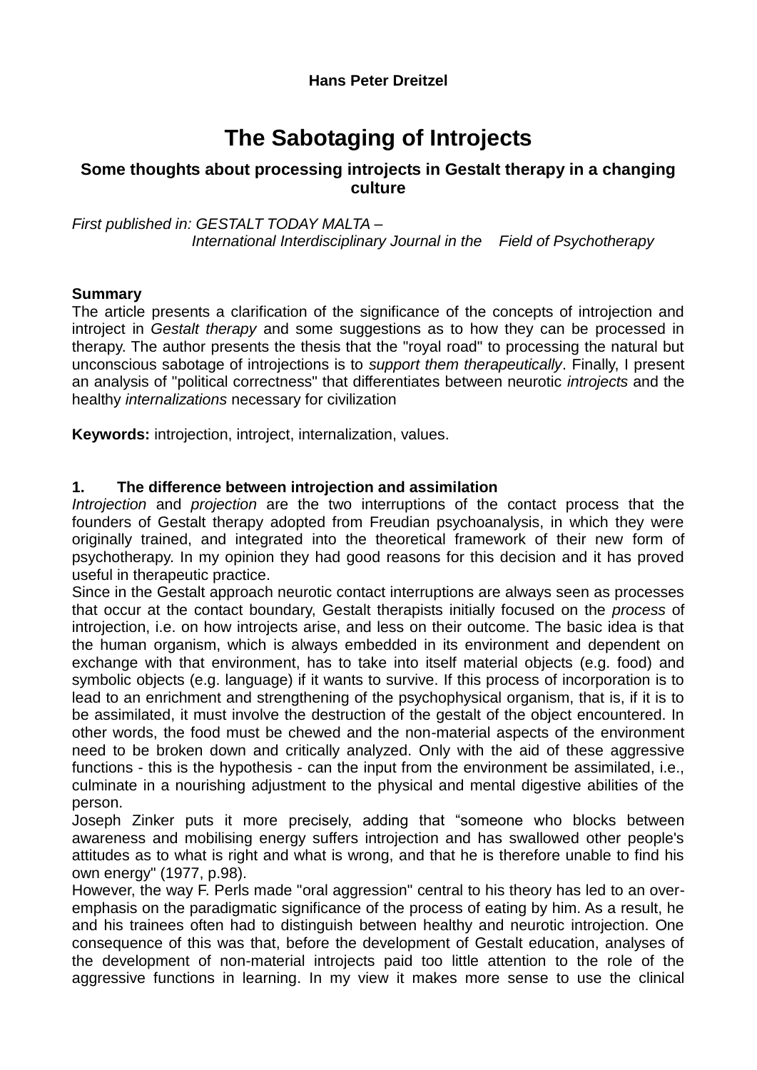**Hans Peter Dreitzel**

# The Sabotaging of Introjects

## Some thoughts about processing introjects in Gestalt therapy in a changing culture

*First published in: GESTALT TODAY MALTA – International Interdisciplinary Journal in the Field of Psychotherapy*

**Summary**

The article presents a clarification of the significance of the concepts of introjection and introject in *Gestalt therapy* and some suggestions as to how they can be processed in therapy. The author presents the thesis that the "royal road" to processing the natural but unconscious sabotage of introjections is to *support them therapeutically*. Finally, I present an analysis of "political correctness" that differentiates between neurotic *introjects* and the healthy *internalizations* necessary for civilization

**Keywords:** introjection, introject, internalization, values.

### 1. The difference between introjection and assimilation

*Introjection* and *projection* are the two interruptions of the contact process that the founders of Gestalt therapy adopted from Freudian psychoanalysis, in which they were originally trained, and integrated into the theoretical framework of their new form of psychotherapy. In my opinion they had good reasons for this decision and it has proved useful in therapeutic practice.

Since in the Gestalt approach neurotic contact interruptions are always seen as processes that occur at the contact boundary, Gestalt therapists initially focused on the *process* of introjection, i.e. on how introjects arise, and less on their outcome. The basic idea is that the human organism, which is always embedded in its environment and dependent on exchange with that environment, has to take into itself material objects (e.g. food) and symbolic objects (e.g. language) if it wants to survive. If this process of incorporation is to lead to an enrichment and strengthening of the psychophysical organism, that is, if it is to be assimilated, it must involve the destruction of the gestalt of the object encountered. In other words, the food must be chewed and the non-material aspects of the environment need to be broken down and critically analyzed. Only with the aid of these aggressive functions - this is the hypothesis - can the input from the environment be assimilated, i.e., culminate in a nourishing adjustment to the physical and mental digestive abilities of the person.

Joseph Zinker puts it more precisely, adding that "someone who blocks between awareness and mobilising energy suffers introjection and has swallowed other people's attitudes as to what is right and what is wrong, and that he is therefore unable to find his own energy" (1977, p.98).

However, the way F. Perls made "oral aggression" central to his theory has led to an over-emphasis on the paradigmatic significance of the process of eating by him. As a result, he and his trainees often had to distinguish between healthy and neurotic introjection. One consequence of this was that, before the development of Gestalt education, analyses of the development of non-material introjects paid too little attention to the role of the aggressive functions in learning. In my view it makes more sense to use the clinical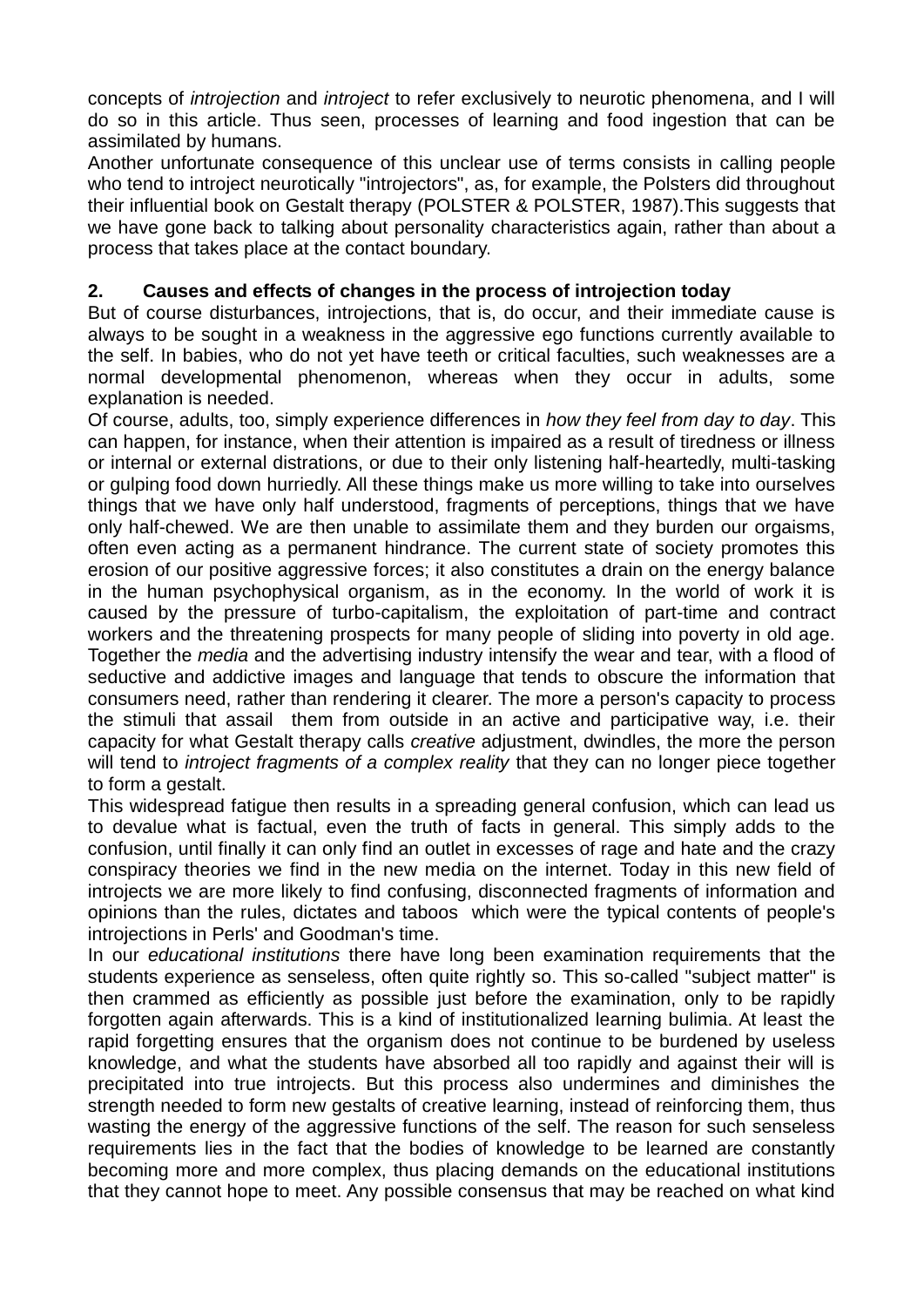concepts of *introjection* and *introject* to refer exclusively to neurotic phenomena, and I will do so in this article. Thus seen, processes of learning and food ingestion that can be assimilated by humans.

Another unfortunate consequence of this unclear use of terms consists in calling people who tend to introject neurotically "introjectors", as, for example, the Polsters did throughout their influential book on Gestalt therapy (POLSTER & POLSTER, 1987).This suggests that we have gone back to talking about personality characteristics again, rather than about a process that takes place at the contact boundary.

## 2. Causes and effects of changes in the process of introjection today

But of course disturbances, introjections, that is, do occur, and their immediate cause is always to be sought in a weakness in the aggressive ego functions currently available to the self. In babies, who do not yet have teeth or critical faculties, such weaknesses are a normal developmental phenomenon, whereas when they occur in adults, some explanation is needed.

Of course, adults, too, simply experience differences in *how they feel from day to day*. This can happen, for instance, when their attention is impaired as a result of tiredness or illness or internal or external distrations, or due to their only listening half-heartedly, multi-tasking or gulping food down hurriedly. All these things make us more willing to take into ourselves things that we have only half understood, fragments of perceptions, things that we have only half-chewed. We are then unable to assimilate them and they burden our orgaisms, often even acting as a permanent hindrance. The current state of society promotes this erosion of our positive aggressive forces; it also constitutes a drain on the energy balance in the human psychophysical organism, as in the economy. In the world of work it is caused by the pressure of turbo-capitalism, the exploitation of part-time and contract workers and the threatening prospects for many people of sliding into poverty in old age. Together the *media* and the advertising industry intensify the wear and tear, with a flood of seductive and addictive images and language that tends to obscure the information that consumers need, rather than rendering it clearer. The more a person's capacity to process the stimuli that assail them from outside in an active and participative way, i.e. their capacity for what Gestalt therapy calls *creative* adjustment, dwindles, the more the person will tend to *introject fragments of a complex reality* that they can no longer piece together to form a gestalt.

This widespread fatigue then results in a spreading general confusion, which can lead us to devalue what is factual, even the truth of facts in general. This simply adds to the confusion, until finally it can only find an outlet in excesses of rage and hate and the crazy conspiracy theories we find in the new media on the internet. Today in this new field of introjects we are more likely to find confusing, disconnected fragments of information and opinions than the rules, dictates and taboos which were the typical contents of people's introjections in Perls' and Goodman's time.

In our *educational institutions* there have long been examination requirements that the students experience as senseless, often quite rightly so. This so-called "subject matter" is then crammed as efficiently as possible just before the examination, only to be rapidly forgotten again afterwards. This is a kind of institutionalized learning bulimia. At least the rapid forgetting ensures that the organism does not continue to be burdened by useless knowledge, and what the students have absorbed all too rapidly and against their will is precipitated into true introjects. But this process also undermines and diminishes the strength needed to form new gestalts of creative learning, instead of reinforcing them, thus wasting the energy of the aggressive functions of the self. The reason for such senseless requirements lies in the fact that the bodies of knowledge to be learned are constantly becoming more and more complex, thus placing demands on the educational institutions that they cannot hope to meet. Any possible consensus that may be reached on what kind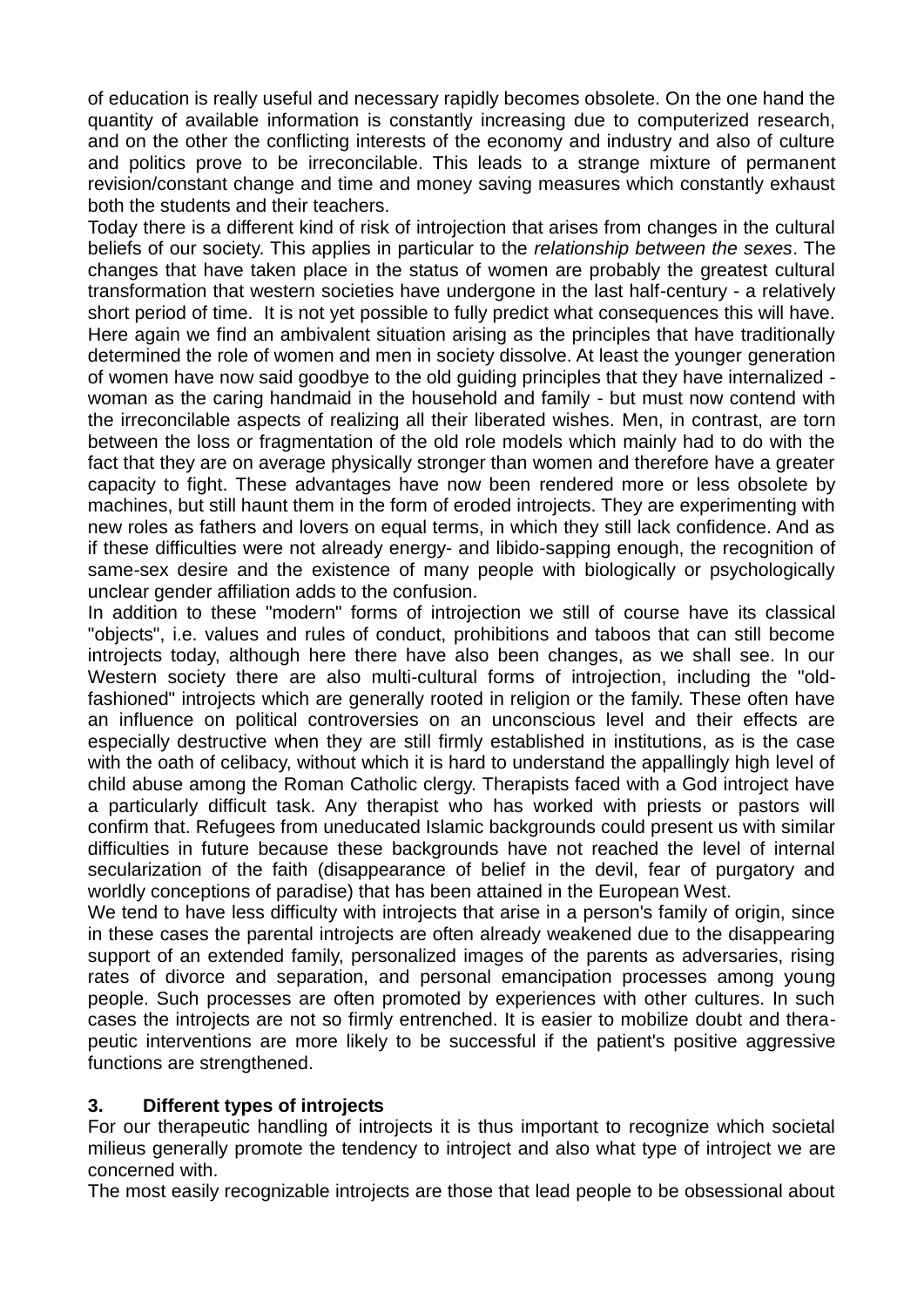of education is really useful and necessary rapidly becomes obsolete. On the one hand the quantity of available information is constantly increasing due to computerized research, and on the other the conflicting interests of the economy and industry and also of culture and politics prove to be irreconcilable. This leads to a strange mixture of permanent revision/constant change and time and money saving measures which constantly exhaust both the students and their teachers.

Today there is a different kind of risk of introjection that arises from changes in the cultural beliefs of our society. This applies in particular to the *relationship between the sexes*. The changes that have taken place in the status of women are probably the greatest cultural transformation that western societies have undergone in the last half-century - a relatively short period of time. It is not yet possible to fully predict what consequences this will have. Here again we find an ambivalent situation arising as the principles that have traditionally determined the role of women and men in society dissolve. At least the younger generation of women have now said goodbye to the old guiding principles that they have internalized - woman as the caring handmaid in the household and family - but must now contend with the irreconcilable aspects of realizing all their liberated wishes. Men, in contrast, are torn between the loss or fragmentation of the old role models which mainly had to do with the fact that they are on average physically stronger than women and therefore have a greater capacity to fight. These advantages have now been rendered more or less obsolete by machines, but still haunt them in the form of eroded introjects. They are experimenting with new roles as fathers and lovers on equal terms, in which they still lack confidence. And as if these difficulties were not already energy- and libido-sapping enough, the recognition of same-sex desire and the existence of many people with biologically or psychologically unclear gender affiliation adds to the confusion.

In addition to these "modern" forms of introjection we still of course have its classical "objects", i.e. values and rules of conduct, prohibitions and taboos that can still become introjects today, although here there have also been changes, as we shall see. In our Western society there are also multi-cultural forms of introjection, including the "old-fashioned" introjects which are generally rooted in religion or the family. These often have an influence on political controversies on an unconscious level and their effects are especially destructive when they are still firmly established in institutions, as is the case with the oath of celibacy, without which it is hard to understand the appallingly high level of child abuse among the Roman Catholic clergy. Therapists faced with a God introject have a particularly difficult task. Any therapist who has worked with priests or pastors will confirm that. Refugees from uneducated Islamic backgrounds could present us with similar difficulties in future because these backgrounds have not reached the level of internal secularization of the faith (disappearance of belief in the devil, fear of purgatory and worldly conceptions of paradise) that has been attained in the European West.

We tend to have less difficulty with introjects that arise in a person's family of origin, since in these cases the parental introjects are often already weakened due to the disappearing support of an extended family, personalized images of the parents as adversaries, rising rates of divorce and separation, and personal emancipation processes among young people. Such processes are often promoted by experiences with other cultures. In such cases the introjects are not so firmly entrenched. It is easier to mobilize doubt and therapeutic interventions are more likely to be successful if the patient's positive aggressive functions are strengthened.

## 3. Different types of introjects

For our therapeutic handling of introjects it is thus important to recognize which societal milieus generally promote the tendency to introject and also what type of introject we are concerned with.

The most easily recognizable introjects are those that lead people to be obsessional about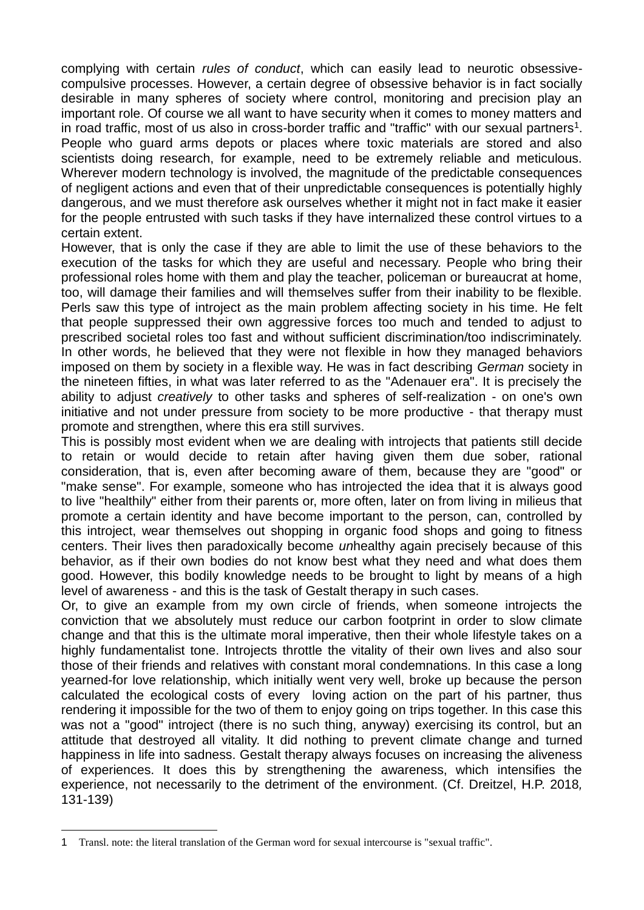complying with certain *rules of conduct*, which can easily lead to neurotic obsessive-compulsive processes. However, a certain degree of obsessive behavior is in fact socially desirable in many spheres of society where control, monitoring and precision play an important role. Of course we all want to have security when it comes to money matters and in road traffic, most of us also in cross-border traffic and "traffic" with our sexual partners[1]. People who guard arms depots or places where toxic materials are stored and also scientists doing research, for example, need to be extremely reliable and meticulous. Wherever modern technology is involved, the magnitude of the predictable consequences of negligent actions and even that of their unpredictable consequences is potentially highly dangerous, and we must therefore ask ourselves whether it might not in fact make it easier for the people entrusted with such tasks if they have internalized these control virtues to a certain extent.

However, that is only the case if they are able to limit the use of these behaviors to the execution of the tasks for which they are useful and necessary. People who bring their professional roles home with them and play the teacher, policeman or bureaucrat at home, too, will damage their families and will themselves suffer from their inability to be flexible. Perls saw this type of introject as the main problem affecting society in his time. He felt that people suppressed their own aggressive forces too much and tended to adjust to prescribed societal roles too fast and without sufficient discrimination/too indiscriminately. In other words, he believed that they were not flexible in how they managed behaviors imposed on them by society in a flexible way. He was in fact describing *German* society in the nineteen fifties, in what was later referred to as the "Adenauer era". It is precisely the ability to adjust *creatively* to other tasks and spheres of self-realization - on one's own initiative and not under pressure from society to be more productive - that therapy must promote and strengthen, where this era still survives.

This is possibly most evident when we are dealing with introjects that patients still decide to retain or would decide to retain after having given them due sober, rational consideration, that is, even after becoming aware of them, because they are "good" or "make sense". For example, someone who has introjected the idea that it is always good to live "healthily" either from their parents or, more often, later on from living in milieus that promote a certain identity and have become important to the person, can, controlled by this introject, wear themselves out shopping in organic food shops and going to fitness centers. Their lives then paradoxically become *un*healthy again precisely because of this behavior, as if their own bodies do not know best what they need and what does them good. However, this bodily knowledge needs to be brought to light by means of a high level of awareness - and this is the task of Gestalt therapy in such cases.

Or, to give an example from my own circle of friends, when someone introjects the conviction that we absolutely must reduce our carbon footprint in order to slow climate change and that this is the ultimate moral imperative, then their whole lifestyle takes on a highly fundamentalist tone. Introjects throttle the vitality of their own lives and also sour those of their friends and relatives with constant moral condemnations. In this case a long yearned-for love relationship, which initially went very well, broke up because the person calculated the ecological costs of every loving action on the part of his partner, thus rendering it impossible for the two of them to enjoy going on trips together. In this case this was not a "good" introject (there is no such thing, anyway) exercising its control, but an attitude that destroyed all vitality. It did nothing to prevent climate change and turned happiness in life into sadness. Gestalt therapy always focuses on increasing the aliveness of experiences. It does this by strengthening the awareness, which intensifies the experience, not necessarily to the detriment of the environment. (Cf. Dreitzel, H.P. 2018, 131-139)

---

[1] Transl. note: the literal translation of the German word for sexual intercourse is "sexual traffic".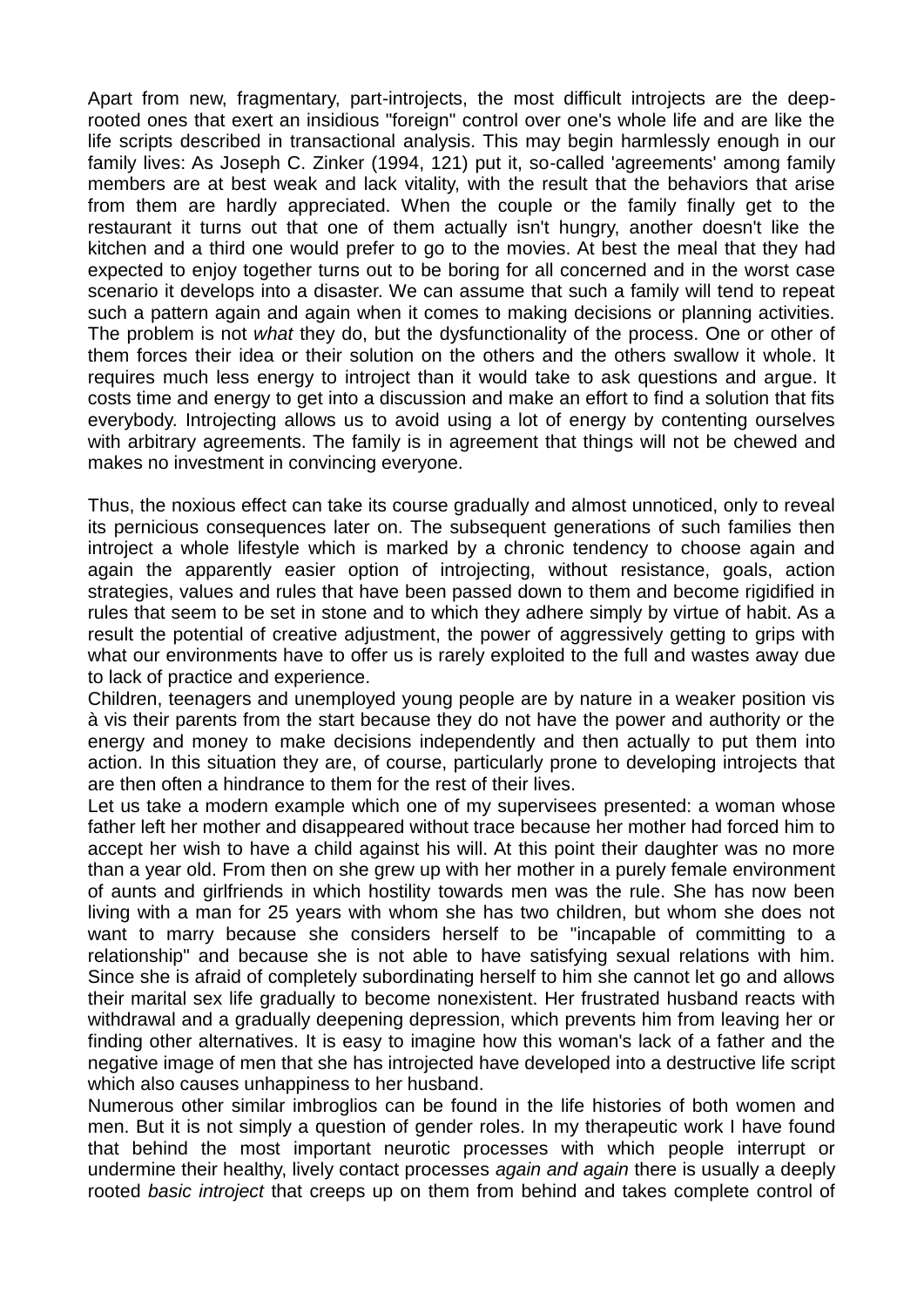Apart from new, fragmentary, part-introjects, the most difficult introjects are the deep-rooted ones that exert an insidious "foreign" control over one's whole life and are like the life scripts described in transactional analysis. This may begin harmlessly enough in our family lives: As Joseph C. Zinker (1994, 121) put it, so-called 'agreements' among family members are at best weak and lack vitality, with the result that the behaviors that arise from them are hardly appreciated. When the couple or the family finally get to the restaurant it turns out that one of them actually isn't hungry, another doesn't like the kitchen and a third one would prefer to go to the movies. At best the meal that they had expected to enjoy together turns out to be boring for all concerned and in the worst case scenario it develops into a disaster. We can assume that such a family will tend to repeat such a pattern again and again when it comes to making decisions or planning activities. The problem is not *what* they do, but the dysfunctionality of the process. One or other of them forces their idea or their solution on the others and the others swallow it whole. It requires much less energy to introject than it would take to ask questions and argue. It costs time and energy to get into a discussion and make an effort to find a solution that fits everybody. Introjecting allows us to avoid using a lot of energy by contenting ourselves with arbitrary agreements. The family is in agreement that things will not be chewed and makes no investment in convincing everyone.

Thus, the noxious effect can take its course gradually and almost unnoticed, only to reveal its pernicious consequences later on. The subsequent generations of such families then introject a whole lifestyle which is marked by a chronic tendency to choose again and again the apparently easier option of introjecting, without resistance, goals, action strategies, values and rules that have been passed down to them and become rigidified in rules that seem to be set in stone and to which they adhere simply by virtue of habit. As a result the potential of creative adjustment, the power of aggressively getting to grips with what our environments have to offer us is rarely exploited to the full and wastes away due to lack of practice and experience.

Children, teenagers and unemployed young people are by nature in a weaker position vis à vis their parents from the start because they do not have the power and authority or the energy and money to make decisions independently and then actually to put them into action. In this situation they are, of course, particularly prone to developing introjects that are then often a hindrance to them for the rest of their lives.

Let us take a modern example which one of my supervisees presented: a woman whose father left her mother and disappeared without trace because her mother had forced him to accept her wish to have a child against his will. At this point their daughter was no more than a year old. From then on she grew up with her mother in a purely female environment of aunts and girlfriends in which hostility towards men was the rule. She has now been living with a man for 25 years with whom she has two children, but whom she does not want to marry because she considers herself to be "incapable of committing to a relationship" and because she is not able to have satisfying sexual relations with him. Since she is afraid of completely subordinating herself to him she cannot let go and allows their marital sex life gradually to become nonexistent. Her frustrated husband reacts with withdrawal and a gradually deepening depression, which prevents him from leaving her or finding other alternatives. It is easy to imagine how this woman's lack of a father and the negative image of men that she has introjected have developed into a destructive life script which also causes unhappiness to her husband.

Numerous other similar imbroglios can be found in the life histories of both women and men. But it is not simply a question of gender roles. In my therapeutic work I have found that behind the most important neurotic processes with which people interrupt or undermine their healthy, lively contact processes *again and again* there is usually a deeply rooted *basic introject* that creeps up on them from behind and takes complete control of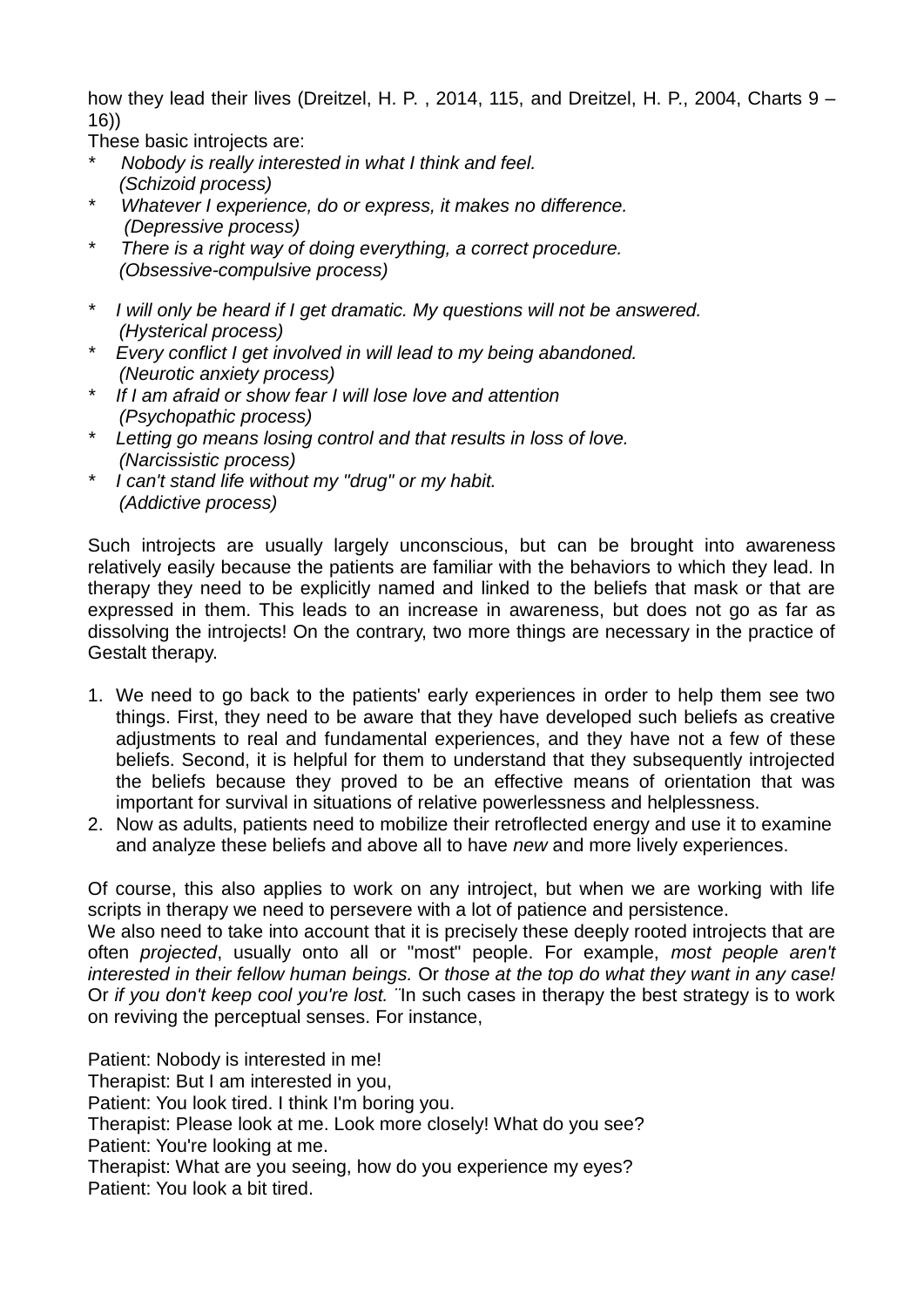how they lead their lives (Dreitzel, H. P. , 2014, 115, and Dreitzel, H. P., 2004, Charts 9 – 16))

These basic introjects are:

* *Nobody is really interested in what I think and feel.*
  *(Schizoid process)*
* *Whatever I experience, do or express, it makes no difference.*
  *(Depressive process)*
* *There is a right way of doing everything, a correct procedure.*
  *(Obsessive-compulsive process)*

* *I will only be heard if I get dramatic. My questions will not be answered.*
  *(Hysterical process)*
* *Every conflict I get involved in will lead to my being abandoned.*
  *(Neurotic anxiety process)*
* *If I am afraid or show fear I will lose love and attention*
  *(Psychopathic process)*
* *Letting go means losing control and that results in loss of love.*
  *(Narcissistic process)*
* *I can't stand life without my "drug" or my habit.*
  *(Addictive process)*

Such introjects are usually largely unconscious, but can be brought into awareness relatively easily because the patients are familiar with the behaviors to which they lead. In therapy they need to be explicitly named and linked to the beliefs that mask or that are expressed in them. This leads to an increase in awareness, but does not go as far as dissolving the introjects! On the contrary, two more things are necessary in the practice of Gestalt therapy.

1. We need to go back to the patients' early experiences in order to help them see two things. First, they need to be aware that they have developed such beliefs as creative adjustments to real and fundamental experiences, and they have not a few of these beliefs. Second, it is helpful for them to understand that they subsequently introjected the beliefs because they proved to be an effective means of orientation that was important for survival in situations of relative powerlessness and helplessness.
2. Now as adults, patients need to mobilize their retroflected energy and use it to examine and analyze these beliefs and above all to have *new* and more lively experiences.

Of course, this also applies to work on any introject, but when we are working with life scripts in therapy we need to persevere with a lot of patience and persistence.

We also need to take into account that it is precisely these deeply rooted introjects that are often *projected*, usually onto all or "most" people. For example, *most people aren't interested in their fellow human beings.* Or *those at the top do what they want in any case!* Or *if you don't keep cool you're lost.* ¨In such cases in therapy the best strategy is to work on reviving the perceptual senses. For instance,

Patient: Nobody is interested in me!
Therapist: But I am interested in you,
Patient: You look tired. I think I'm boring you.
Therapist: Please look at me. Look more closely! What do you see?
Patient: You're looking at me.
Therapist: What are you seeing, how do you experience my eyes?
Patient: You look a bit tired.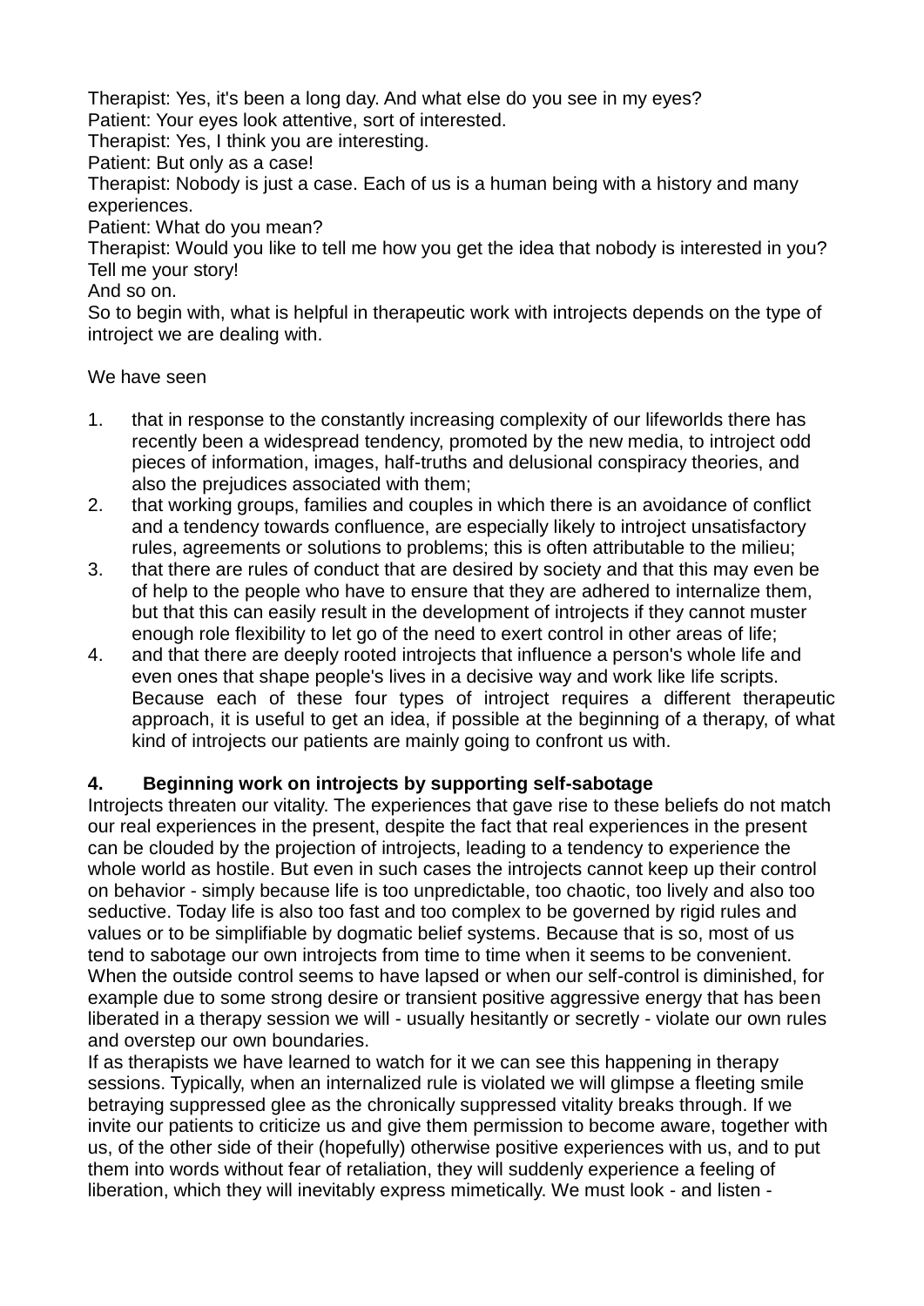Therapist: Yes, it's been a long day. And what else do you see in my eyes?
Patient: Your eyes look attentive, sort of interested.
Therapist: Yes, I think you are interesting.
Patient: But only as a case!
Therapist: Nobody is just a case. Each of us is a human being with a history and many experiences.
Patient: What do you mean?
Therapist: Would you like to tell me how you get the idea that nobody is interested in you? Tell me your story!
And so on.
So to begin with, what is helpful in therapeutic work with introjects depends on the type of introject we are dealing with.

We have seen

1. that in response to the constantly increasing complexity of our lifeworlds there has recently been a widespread tendency, promoted by the new media, to introject odd pieces of information, images, half-truths and delusional conspiracy theories, and also the prejudices associated with them;
2. that working groups, families and couples in which there is an avoidance of conflict and a tendency towards confluence, are especially likely to introject unsatisfactory rules, agreements or solutions to problems; this is often attributable to the milieu;
3. that there are rules of conduct that are desired by society and that this may even be of help to the people who have to ensure that they are adhered to internalize them, but that this can easily result in the development of introjects if they cannot muster enough role flexibility to let go of the need to exert control in other areas of life;
4. and that there are deeply rooted introjects that influence a person's whole life and even ones that shape people's lives in a decisive way and work like life scripts. Because each of these four types of introject requires a different therapeutic approach, it is useful to get an idea, if possible at the beginning of a therapy, of what kind of introjects our patients are mainly going to confront us with.

## 4. Beginning work on introjects by supporting self-sabotage

Introjects threaten our vitality. The experiences that gave rise to these beliefs do not match our real experiences in the present, despite the fact that real experiences in the present can be clouded by the projection of introjects, leading to a tendency to experience the whole world as hostile. But even in such cases the introjects cannot keep up their control on behavior - simply because life is too unpredictable, too chaotic, too lively and also too seductive. Today life is also too fast and too complex to be governed by rigid rules and values or to be simplifiable by dogmatic belief systems. Because that is so, most of us tend to sabotage our own introjects from time to time when it seems to be convenient. When the outside control seems to have lapsed or when our self-control is diminished, for example due to some strong desire or transient positive aggressive energy that has been liberated in a therapy session we will - usually hesitantly or secretly - violate our own rules and overstep our own boundaries.

If as therapists we have learned to watch for it we can see this happening in therapy sessions. Typically, when an internalized rule is violated we will glimpse a fleeting smile betraying suppressed glee as the chronically suppressed vitality breaks through. If we invite our patients to criticize us and give them permission to become aware, together with us, of the other side of their (hopefully) otherwise positive experiences with us, and to put them into words without fear of retaliation, they will suddenly experience a feeling of liberation, which they will inevitably express mimetically. We must look - and listen -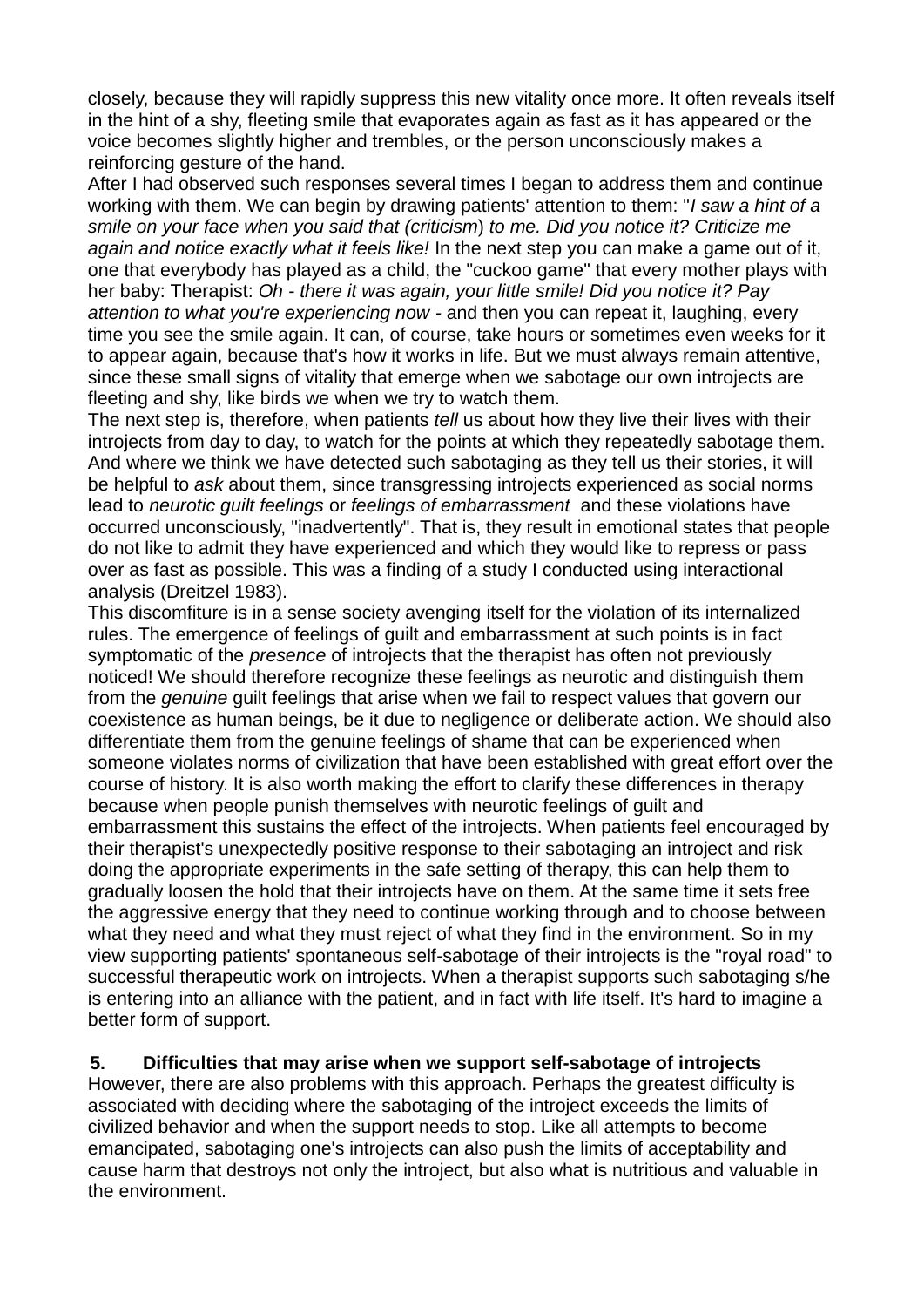closely, because they will rapidly suppress this new vitality once more. It often reveals itself in the hint of a shy, fleeting smile that evaporates again as fast as it has appeared or the voice becomes slightly higher and trembles, or the person unconsciously makes a reinforcing gesture of the hand.

After I had observed such responses several times I began to address them and continue working with them. We can begin by drawing patients' attention to them: "*I saw a hint of a smile on your face when you said that (criticism) to me. Did you notice it? Criticize me again and notice exactly what it feels like!* In the next step you can make a game out of it, one that everybody has played as a child, the "cuckoo game" that every mother plays with her baby: Therapist: *Oh - there it was again, your little smile! Did you notice it? Pay attention to what you're experiencing now* - and then you can repeat it, laughing, every time you see the smile again. It can, of course, take hours or sometimes even weeks for it to appear again, because that's how it works in life. But we must always remain attentive, since these small signs of vitality that emerge when we sabotage our own introjects are fleeting and shy, like birds we when we try to watch them.

The next step is, therefore, when patients *tell* us about how they live their lives with their introjects from day to day, to watch for the points at which they repeatedly sabotage them. And where we think we have detected such sabotaging as they tell us their stories, it will be helpful to *ask* about them, since transgressing introjects experienced as social norms lead to *neurotic guilt feelings* or *feelings of embarrassment* and these violations have occurred unconsciously, "inadvertently". That is, they result in emotional states that people do not like to admit they have experienced and which they would like to repress or pass over as fast as possible. This was a finding of a study I conducted using interactional analysis (Dreitzel 1983).

This discomfiture is in a sense society avenging itself for the violation of its internalized rules. The emergence of feelings of guilt and embarrassment at such points is in fact symptomatic of the *presence* of introjects that the therapist has often not previously noticed! We should therefore recognize these feelings as neurotic and distinguish them from the *genuine* guilt feelings that arise when we fail to respect values that govern our coexistence as human beings, be it due to negligence or deliberate action. We should also differentiate them from the genuine feelings of shame that can be experienced when someone violates norms of civilization that have been established with great effort over the course of history. It is also worth making the effort to clarify these differences in therapy because when people punish themselves with neurotic feelings of guilt and embarrassment this sustains the effect of the introjects. When patients feel encouraged by their therapist's unexpectedly positive response to their sabotaging an introject and risk doing the appropriate experiments in the safe setting of therapy, this can help them to gradually loosen the hold that their introjects have on them. At the same time it sets free the aggressive energy that they need to continue working through and to choose between what they need and what they must reject of what they find in the environment. So in my view supporting patients' spontaneous self-sabotage of their introjects is the "royal road" to successful therapeutic work on introjects. When a therapist supports such sabotaging s/he is entering into an alliance with the patient, and in fact with life itself. It's hard to imagine a better form of support.

## 5. Difficulties that may arise when we support self-sabotage of introjects

However, there are also problems with this approach. Perhaps the greatest difficulty is associated with deciding where the sabotaging of the introject exceeds the limits of civilized behavior and when the support needs to stop. Like all attempts to become emancipated, sabotaging one's introjects can also push the limits of acceptability and cause harm that destroys not only the introject, but also what is nutritious and valuable in the environment.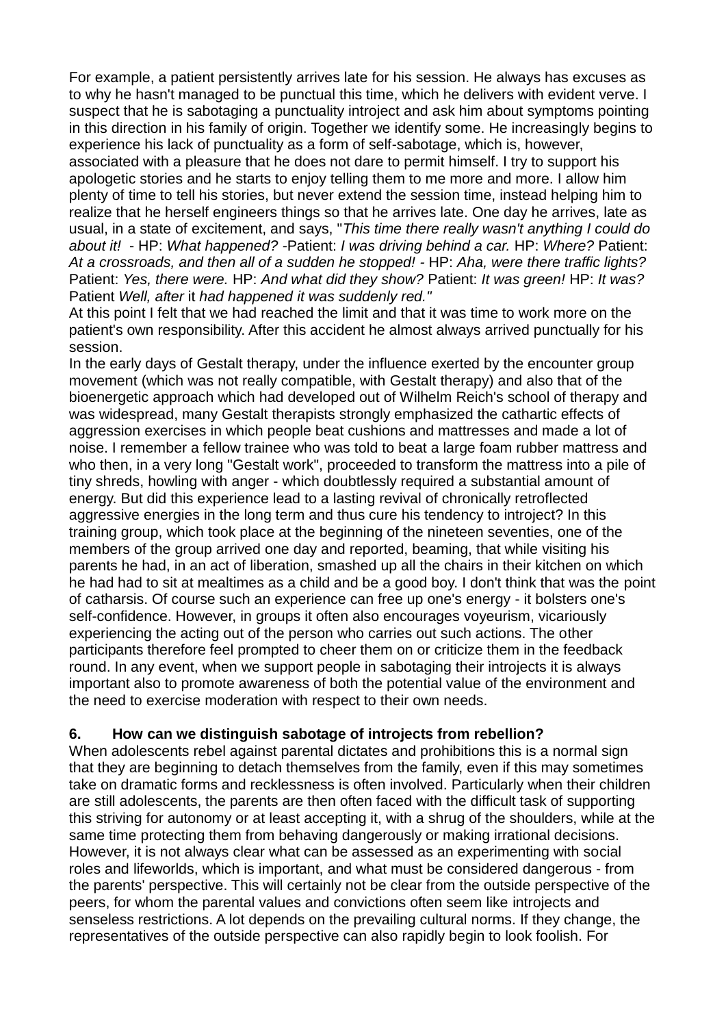For example, a patient persistently arrives late for his session. He always has excuses as to why he hasn't managed to be punctual this time, which he delivers with evident verve. I suspect that he is sabotaging a punctuality introject and ask him about symptoms pointing in this direction in his family of origin. Together we identify some. He increasingly begins to experience his lack of punctuality as a form of self-sabotage, which is, however, associated with a pleasure that he does not dare to permit himself. I try to support his apologetic stories and he starts to enjoy telling them to me more and more. I allow him plenty of time to tell his stories, but never extend the session time, instead helping him to realize that he herself engineers things so that he arrives late. One day he arrives, late as usual, in a state of excitement, and says, "*This time there really wasn't anything I could do about it!* - HP: *What happened?* -Patient: *I was driving behind a car.* HP: *Where?* Patient: *At a crossroads, and then all of a sudden he stopped!* - HP: *Aha, were there traffic lights?* Patient: *Yes, there were.* HP: *And what did they show?* Patient: *It was green!* HP: *It was?* Patient *Well, after* it *had happened it was suddenly red."*

At this point I felt that we had reached the limit and that it was time to work more on the patient's own responsibility. After this accident he almost always arrived punctually for his session.

In the early days of Gestalt therapy, under the influence exerted by the encounter group movement (which was not really compatible, with Gestalt therapy) and also that of the bioenergetic approach which had developed out of Wilhelm Reich's school of therapy and was widespread, many Gestalt therapists strongly emphasized the cathartic effects of aggression exercises in which people beat cushions and mattresses and made a lot of noise. I remember a fellow trainee who was told to beat a large foam rubber mattress and who then, in a very long "Gestalt work", proceeded to transform the mattress into a pile of tiny shreds, howling with anger - which doubtlessly required a substantial amount of energy. But did this experience lead to a lasting revival of chronically retroflected aggressive energies in the long term and thus cure his tendency to introject? In this training group, which took place at the beginning of the nineteen seventies, one of the members of the group arrived one day and reported, beaming, that while visiting his parents he had, in an act of liberation, smashed up all the chairs in their kitchen on which he had had to sit at mealtimes as a child and be a good boy. I don't think that was the point of catharsis. Of course such an experience can free up one's energy - it bolsters one's self-confidence. However, in groups it often also encourages voyeurism, vicariously experiencing the acting out of the person who carries out such actions. The other participants therefore feel prompted to cheer them on or criticize them in the feedback round. In any event, when we support people in sabotaging their introjects it is always important also to promote awareness of both the potential value of the environment and the need to exercise moderation with respect to their own needs.

## 6. How can we distinguish sabotage of introjects from rebellion?

When adolescents rebel against parental dictates and prohibitions this is a normal sign that they are beginning to detach themselves from the family, even if this may sometimes take on dramatic forms and recklessness is often involved. Particularly when their children are still adolescents, the parents are then often faced with the difficult task of supporting this striving for autonomy or at least accepting it, with a shrug of the shoulders, while at the same time protecting them from behaving dangerously or making irrational decisions. However, it is not always clear what can be assessed as an experimenting with social roles and lifeworlds, which is important, and what must be considered dangerous - from the parents' perspective. This will certainly not be clear from the outside perspective of the peers, for whom the parental values and convictions often seem like introjects and senseless restrictions. A lot depends on the prevailing cultural norms. If they change, the representatives of the outside perspective can also rapidly begin to look foolish. For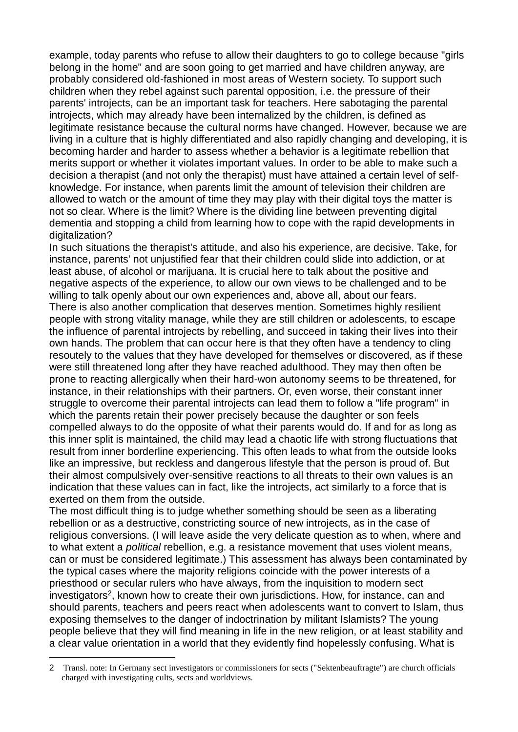example, today parents who refuse to allow their daughters to go to college because "girls belong in the home" and are soon going to get married and have children anyway, are probably considered old-fashioned in most areas of Western society. To support such children when they rebel against such parental opposition, i.e. the pressure of their parents' introjects, can be an important task for teachers. Here sabotaging the parental introjects, which may already have been internalized by the children, is defined as legitimate resistance because the cultural norms have changed. However, because we are living in a culture that is highly differentiated and also rapidly changing and developing, it is becoming harder and harder to assess whether a behavior is a legitimate rebellion that merits support or whether it violates important values. In order to be able to make such a decision a therapist (and not only the therapist) must have attained a certain level of self-knowledge. For instance, when parents limit the amount of television their children are allowed to watch or the amount of time they may play with their digital toys the matter is not so clear. Where is the limit? Where is the dividing line between preventing digital dementia and stopping a child from learning how to cope with the rapid developments in digitalization?

In such situations the therapist's attitude, and also his experience, are decisive. Take, for instance, parents' not unjustified fear that their children could slide into addiction, or at least abuse, of alcohol or marijuana. It is crucial here to talk about the positive and negative aspects of the experience, to allow our own views to be challenged and to be willing to talk openly about our own experiences and, above all, about our fears.

There is also another complication that deserves mention. Sometimes highly resilient people with strong vitality manage, while they are still children or adolescents, to escape the influence of parental introjects by rebelling, and succeed in taking their lives into their own hands. The problem that can occur here is that they often have a tendency to cling resoutely to the values that they have developed for themselves or discovered, as if these were still threatened long after they have reached adulthood. They may then often be prone to reacting allergically when their hard-won autonomy seems to be threatened, for instance, in their relationships with their partners. Or, even worse, their constant inner struggle to overcome their parental introjects can lead them to follow a "life program" in which the parents retain their power precisely because the daughter or son feels compelled always to do the opposite of what their parents would do. If and for as long as this inner split is maintained, the child may lead a chaotic life with strong fluctuations that result from inner borderline experiencing. This often leads to what from the outside looks like an impressive, but reckless and dangerous lifestyle that the person is proud of. But their almost compulsively over-sensitive reactions to all threats to their own values is an indication that these values can in fact, like the introjects, act similarly to a force that is exerted on them from the outside.

The most difficult thing is to judge whether something should be seen as a liberating rebellion or as a destructive, constricting source of new introjects, as in the case of religious conversions. (I will leave aside the very delicate question as to when, where and to what extent a *political* rebellion, e.g. a resistance movement that uses violent means, can or must be considered legitimate.) This assessment has always been contaminated by the typical cases where the majority religions coincide with the power interests of a priesthood or secular rulers who have always, from the inquisition to modern sect investigators[2], known how to create their own jurisdictions. How, for instance, can and should parents, teachers and peers react when adolescents want to convert to Islam, thus exposing themselves to the danger of indoctrination by militant Islamists? The young people believe that they will find meaning in life in the new religion, or at least stability and a clear value orientation in a world that they evidently find hopelessly confusing. What is

2 Transl. note: In Germany sect investigators or commissioners for sects ("Sektenbeauftragte") are church officials charged with investigating cults, sects and worldviews.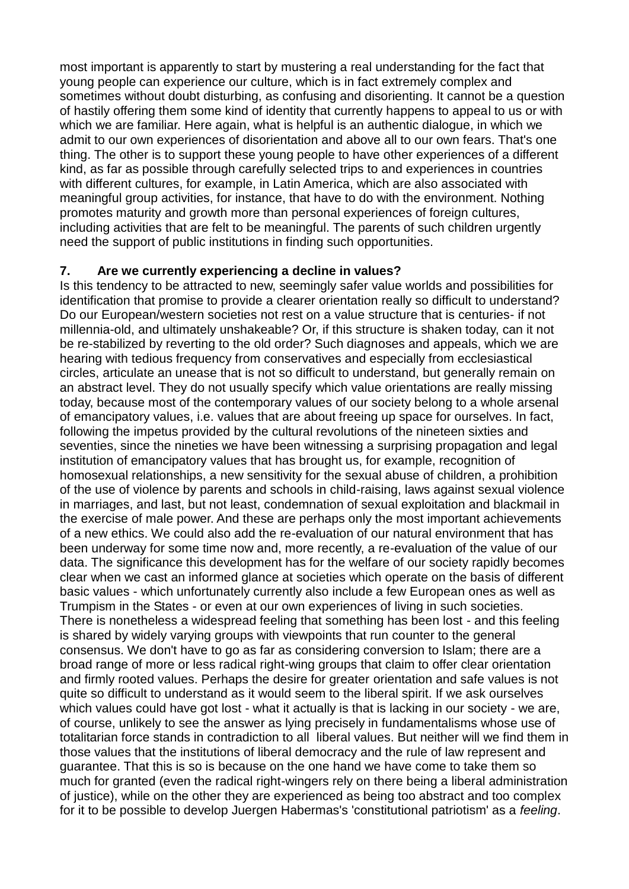most important is apparently to start by mustering a real understanding for the fact that young people can experience our culture, which is in fact extremely complex and sometimes without doubt disturbing, as confusing and disorienting. It cannot be a question of hastily offering them some kind of identity that currently happens to appeal to us or with which we are familiar. Here again, what is helpful is an authentic dialogue, in which we admit to our own experiences of disorientation and above all to our own fears. That's one thing. The other is to support these young people to have other experiences of a different kind, as far as possible through carefully selected trips to and experiences in countries with different cultures, for example, in Latin America, which are also associated with meaningful group activities, for instance, that have to do with the environment. Nothing promotes maturity and growth more than personal experiences of foreign cultures, including activities that are felt to be meaningful. The parents of such children urgently need the support of public institutions in finding such opportunities.

## 7. Are we currently experiencing a decline in values?

Is this tendency to be attracted to new, seemingly safer value worlds and possibilities for identification that promise to provide a clearer orientation really so difficult to understand? Do our European/western societies not rest on a value structure that is centuries- if not millennia-old, and ultimately unshakeable? Or, if this structure is shaken today, can it not be re-stabilized by reverting to the old order? Such diagnoses and appeals, which we are hearing with tedious frequency from conservatives and especially from ecclesiastical circles, articulate an unease that is not so difficult to understand, but generally remain on an abstract level. They do not usually specify which value orientations are really missing today, because most of the contemporary values of our society belong to a whole arsenal of emancipatory values, i.e. values that are about freeing up space for ourselves. In fact, following the impetus provided by the cultural revolutions of the nineteen sixties and seventies, since the nineties we have been witnessing a surprising propagation and legal institution of emancipatory values that has brought us, for example, recognition of homosexual relationships, a new sensitivity for the sexual abuse of children, a prohibition of the use of violence by parents and schools in child-raising, laws against sexual violence in marriages, and last, but not least, condemnation of sexual exploitation and blackmail in the exercise of male power. And these are perhaps only the most important achievements of a new ethics. We could also add the re-evaluation of our natural environment that has been underway for some time now and, more recently, a re-evaluation of the value of our data. The significance this development has for the welfare of our society rapidly becomes clear when we cast an informed glance at societies which operate on the basis of different basic values - which unfortunately currently also include a few European ones as well as Trumpism in the States - or even at our own experiences of living in such societies.
There is nonetheless a widespread feeling that something has been lost - and this feeling is shared by widely varying groups with viewpoints that run counter to the general consensus. We don't have to go as far as considering conversion to Islam; there are a broad range of more or less radical right-wing groups that claim to offer clear orientation and firmly rooted values. Perhaps the desire for greater orientation and safe values is not quite so difficult to understand as it would seem to the liberal spirit. If we ask ourselves which values could have got lost - what it actually is that is lacking in our society - we are, of course, unlikely to see the answer as lying precisely in fundamentalisms whose use of totalitarian force stands in contradiction to all liberal values. But neither will we find them in those values that the institutions of liberal democracy and the rule of law represent and guarantee. That this is so is because on the one hand we have come to take them so much for granted (even the radical right-wingers rely on there being a liberal administration of justice), while on the other they are experienced as being too abstract and too complex for it to be possible to develop Juergen Habermas's 'constitutional patriotism' as a *feeling*.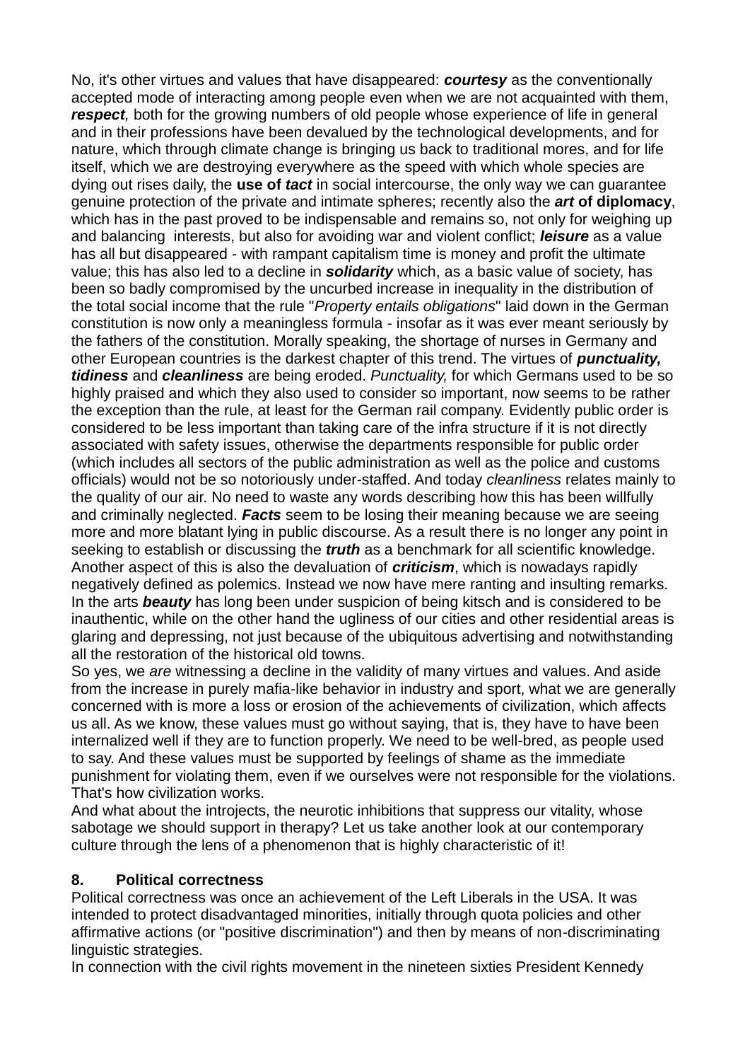No, it's other virtues and values that have disappeared: ***courtesy*** as the conventionally accepted mode of interacting among people even when we are not acquainted with them, ***respect,*** both for the growing numbers of old people whose experience of life in general and in their professions have been devalued by the technological developments, and for nature, which through climate change is bringing us back to traditional mores, and for life itself, which we are destroying everywhere as the speed with which whole species are dying out rises daily, the **use of *tact*** in social intercourse, the only way we can guarantee genuine protection of the private and intimate spheres; recently also the ***art* of diplomacy**, which has in the past proved to be indispensable and remains so, not only for weighing up and balancing interests, but also for avoiding war and violent conflict; ***leisure*** as a value has all but disappeared - with rampant capitalism time is money and profit the ultimate value; this has also led to a decline in ***solidarity*** which, as a basic value of society, has been so badly compromised by the uncurbed increase in inequality in the distribution of the total social income that the rule "*Property entails obligations*" laid down in the German constitution is now only a meaningless formula - insofar as it was ever meant seriously by the fathers of the constitution. Morally speaking, the shortage of nurses in Germany and other European countries is the darkest chapter of this trend. The virtues of ***punctuality, tidiness*** and ***cleanliness*** are being eroded. *Punctuality,* for which Germans used to be so highly praised and which they also used to consider so important, now seems to be rather the exception than the rule, at least for the German rail company. Evidently public order is considered to be less important than taking care of the infra structure if it is not directly associated with safety issues, otherwise the departments responsible for public order (which includes all sectors of the public administration as well as the police and customs officials) would not be so notoriously under-staffed. And today *cleanliness* relates mainly to the quality of our air. No need to waste any words describing how this has been willfully and criminally neglected. ***Facts*** seem to be losing their meaning because we are seeing more and more blatant lying in public discourse. As a result there is no longer any point in seeking to establish or discussing the ***truth*** as a benchmark for all scientific knowledge. Another aspect of this is also the devaluation of ***criticism***, which is nowadays rapidly negatively defined as polemics. Instead we now have mere ranting and insulting remarks. In the arts ***beauty*** has long been under suspicion of being kitsch and is considered to be inauthentic, while on the other hand the ugliness of our cities and other residential areas is glaring and depressing, not just because of the ubiquitous advertising and notwithstanding all the restoration of the historical old towns.

So yes, we *are* witnessing a decline in the validity of many virtues and values. And aside from the increase in purely mafia-like behavior in industry and sport, what we are generally concerned with is more a loss or erosion of the achievements of civilization, which affects us all. As we know, these values must go without saying, that is, they have to have been internalized well if they are to function properly. We need to be well-bred, as people used to say. And these values must be supported by feelings of shame as the immediate punishment for violating them, even if we ourselves were not responsible for the violations. That's how civilization works.

And what about the introjects, the neurotic inhibitions that suppress our vitality, whose sabotage we should support in therapy? Let us take another look at our contemporary culture through the lens of a phenomenon that is highly characteristic of it!

## 8. Political correctness

Political correctness was once an achievement of the Left Liberals in the USA. It was intended to protect disadvantaged minorities, initially through quota policies and other affirmative actions (or "positive discrimination") and then by means of non-discriminating linguistic strategies.

In connection with the civil rights movement in the nineteen sixties President Kennedy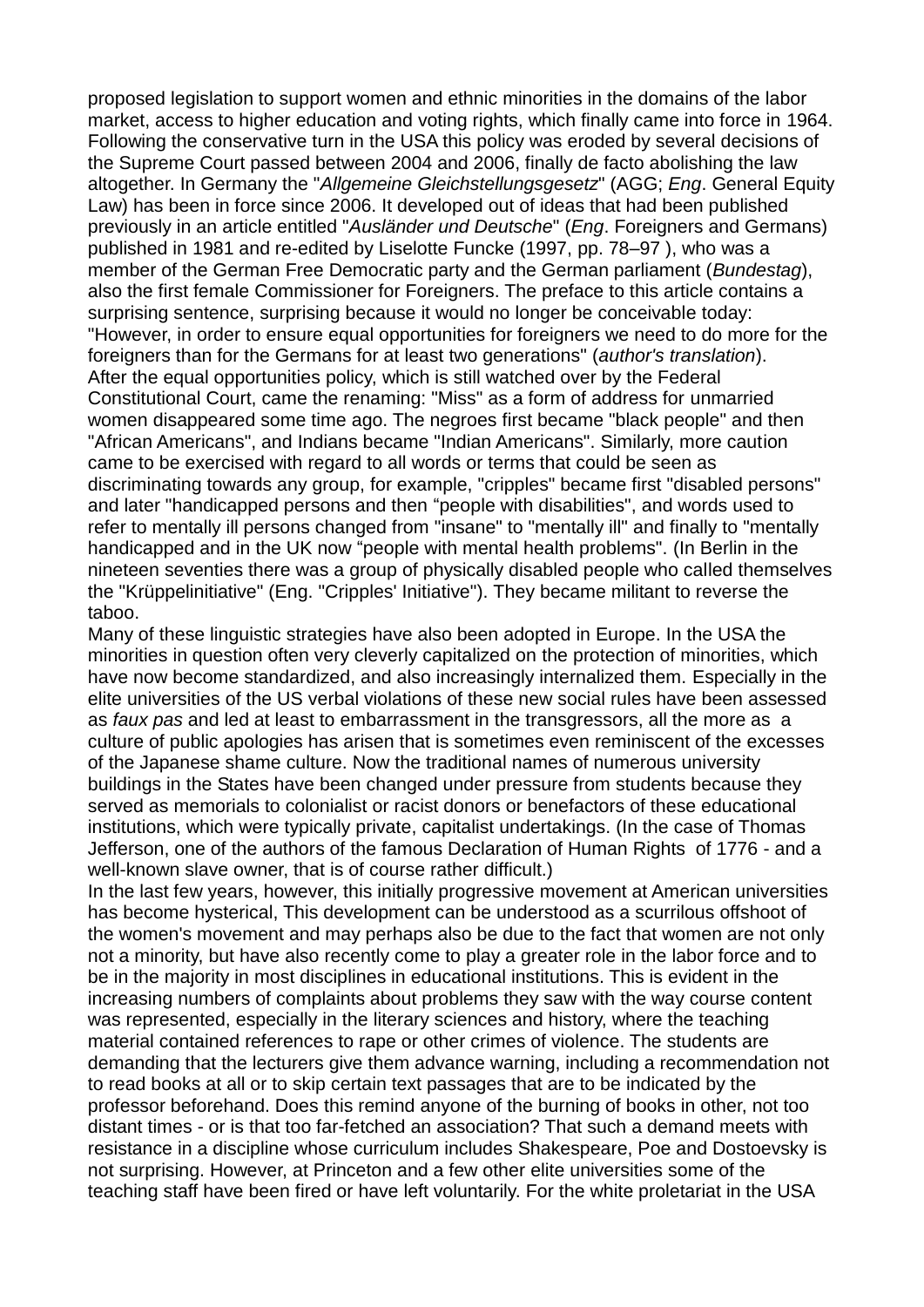proposed legislation to support women and ethnic minorities in the domains of the labor market, access to higher education and voting rights, which finally came into force in 1964. Following the conservative turn in the USA this policy was eroded by several decisions of the Supreme Court passed between 2004 and 2006, finally de facto abolishing the law altogether. In Germany the "*Allgemeine Gleichstellungsgesetz*" (AGG; *Eng*. General Equity Law) has been in force since 2006. It developed out of ideas that had been published previously in an article entitled "*Ausländer und Deutsche*" (*Eng*. Foreigners and Germans) published in 1981 and re-edited by Liselotte Funcke (1997, pp. 78–97 ), who was a member of the German Free Democratic party and the German parliament (*Bundestag*), also the first female Commissioner for Foreigners. The preface to this article contains a surprising sentence, surprising because it would no longer be conceivable today: "However, in order to ensure equal opportunities for foreigners we need to do more for the foreigners than for the Germans for at least two generations" (*author's translation*).
After the equal opportunities policy, which is still watched over by the Federal Constitutional Court, came the renaming: "Miss" as a form of address for unmarried women disappeared some time ago. The negroes first became "black people" and then "African Americans", and Indians became "Indian Americans". Similarly, more caution came to be exercised with regard to all words or terms that could be seen as discriminating towards any group, for example, "cripples" became first "disabled persons" and later "handicapped persons and then "people with disabilities", and words used to refer to mentally ill persons changed from "insane" to "mentally ill" and finally to "mentally handicapped and in the UK now "people with mental health problems". (In Berlin in the nineteen seventies there was a group of physically disabled people who called themselves the "Krüppelinitiative" (Eng. "Cripples' Initiative"). They became militant to reverse the taboo.
Many of these linguistic strategies have also been adopted in Europe. In the USA the minorities in question often very cleverly capitalized on the protection of minorities, which have now become standardized, and also increasingly internalized them. Especially in the elite universities of the US verbal violations of these new social rules have been assessed as *faux pas* and led at least to embarrassment in the transgressors, all the more as a culture of public apologies has arisen that is sometimes even reminiscent of the excesses of the Japanese shame culture. Now the traditional names of numerous university buildings in the States have been changed under pressure from students because they served as memorials to colonialist or racist donors or benefactors of these educational institutions, which were typically private, capitalist undertakings. (In the case of Thomas Jefferson, one of the authors of the famous Declaration of Human Rights of 1776 - and a well-known slave owner, that is of course rather difficult.)
In the last few years, however, this initially progressive movement at American universities has become hysterical, This development can be understood as a scurrilous offshoot of the women's movement and may perhaps also be due to the fact that women are not only not a minority, but have also recently come to play a greater role in the labor force and to be in the majority in most disciplines in educational institutions. This is evident in the increasing numbers of complaints about problems they saw with the way course content was represented, especially in the literary sciences and history, where the teaching material contained references to rape or other crimes of violence. The students are demanding that the lecturers give them advance warning, including a recommendation not to read books at all or to skip certain text passages that are to be indicated by the professor beforehand. Does this remind anyone of the burning of books in other, not too distant times - or is that too far-fetched an association? That such a demand meets with resistance in a discipline whose curriculum includes Shakespeare, Poe and Dostoevsky is not surprising. However, at Princeton and a few other elite universities some of the teaching staff have been fired or have left voluntarily. For the white proletariat in the USA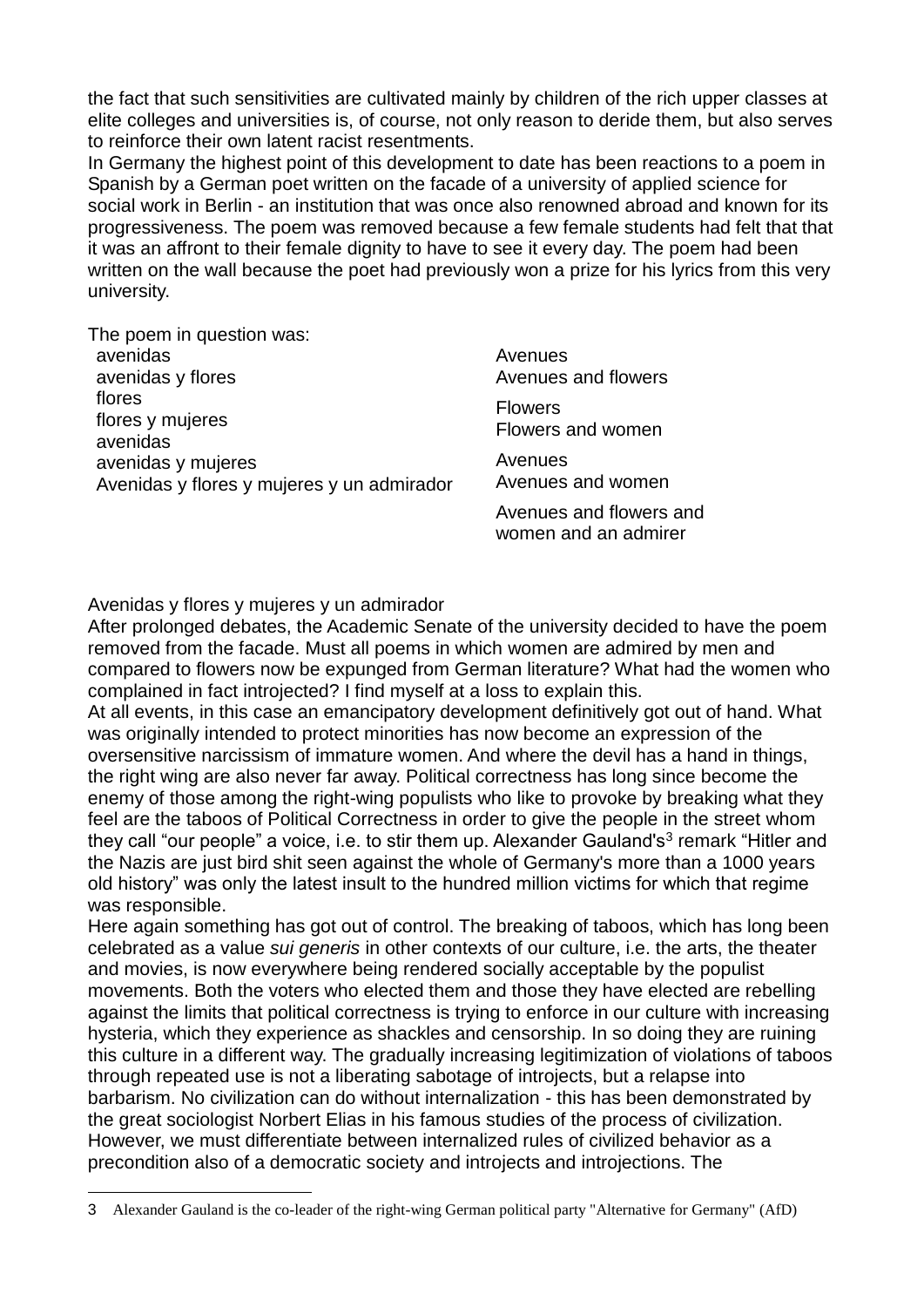the fact that such sensitivities are cultivated mainly by children of the rich upper classes at elite colleges and universities is, of course, not only reason to deride them, but also serves to reinforce their own latent racist resentments.

In Germany the highest point of this development to date has been reactions to a poem in Spanish by a German poet written on the facade of a university of applied science for social work in Berlin - an institution that was once also renowned abroad and known for its progressiveness. The poem was removed because a few female students had felt that that it was an affront to their female dignity to have to see it every day. The poem had been written on the wall because the poet had previously won a prize for his lyrics from this very university.

The poem in question was:

| | |
|---|---|
| avenidas | Avenues |
| avenidas y flores | Avenues and flowers |
| flores | Flowers |
| flores y mujeres | Flowers and women |
| avenidas | Avenues |
| avenidas y mujeres | Avenues and women |
| Avenidas y flores y mujeres y un admirador | Avenues and flowers and women and an admirer |

Avenidas y flores y mujeres y un admirador

After prolonged debates, the Academic Senate of the university decided to have the poem removed from the facade. Must all poems in which women are admired by men and compared to flowers now be expunged from German literature? What had the women who complained in fact introjected? I find myself at a loss to explain this.

At all events, in this case an emancipatory development definitively got out of hand. What was originally intended to protect minorities has now become an expression of the oversensitive narcissism of immature women. And where the devil has a hand in things, the right wing are also never far away. Political correctness has long since become the enemy of those among the right-wing populists who like to provoke by breaking what they feel are the taboos of Political Correctness in order to give the people in the street whom they call "our people" a voice, i.e. to stir them up. Alexander Gauland's[3] remark "Hitler and the Nazis are just bird shit seen against the whole of Germany's more than a 1000 years old history" was only the latest insult to the hundred million victims for which that regime was responsible.

Here again something has got out of control. The breaking of taboos, which has long been celebrated as a value *sui generis* in other contexts of our culture, i.e. the arts, the theater and movies, is now everywhere being rendered socially acceptable by the populist movements. Both the voters who elected them and those they have elected are rebelling against the limits that political correctness is trying to enforce in our culture with increasing hysteria, which they experience as shackles and censorship. In so doing they are ruining this culture in a different way. The gradually increasing legitimization of violations of taboos through repeated use is not a liberating sabotage of introjects, but a relapse into barbarism. No civilization can do without internalization - this has been demonstrated by the great sociologist Norbert Elias in his famous studies of the process of civilization. However, we must differentiate between internalized rules of civilized behavior as a precondition also of a democratic society and introjects and introjections. The

3 Alexander Gauland is the co-leader of the right-wing German political party "Alternative for Germany" (AfD)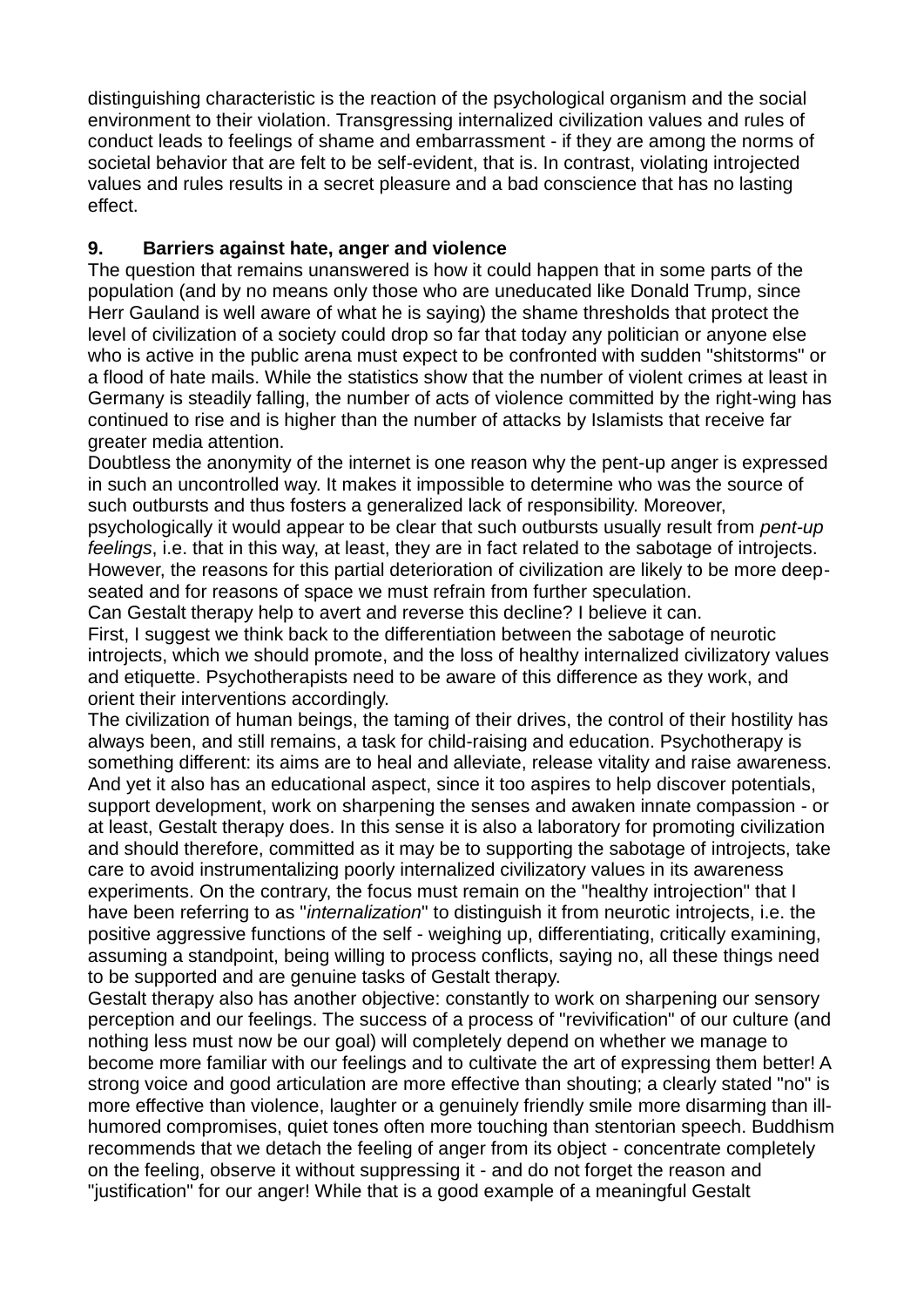distinguishing characteristic is the reaction of the psychological organism and the social environment to their violation. Transgressing internalized civilization values and rules of conduct leads to feelings of shame and embarrassment - if they are among the norms of societal behavior that are felt to be self-evident, that is. In contrast, violating introjected values and rules results in a secret pleasure and a bad conscience that has no lasting effect.

## 9. Barriers against hate, anger and violence

The question that remains unanswered is how it could happen that in some parts of the population (and by no means only those who are uneducated like Donald Trump, since Herr Gauland is well aware of what he is saying) the shame thresholds that protect the level of civilization of a society could drop so far that today any politician or anyone else who is active in the public arena must expect to be confronted with sudden "shitstorms" or a flood of hate mails. While the statistics show that the number of violent crimes at least in Germany is steadily falling, the number of acts of violence committed by the right-wing has continued to rise and is higher than the number of attacks by Islamists that receive far greater media attention.

Doubtless the anonymity of the internet is one reason why the pent-up anger is expressed in such an uncontrolled way. It makes it impossible to determine who was the source of such outbursts and thus fosters a generalized lack of responsibility. Moreover, psychologically it would appear to be clear that such outbursts usually result from *pent-up feelings*, i.e. that in this way, at least, they are in fact related to the sabotage of introjects. However, the reasons for this partial deterioration of civilization are likely to be more deep-seated and for reasons of space we must refrain from further speculation.

Can Gestalt therapy help to avert and reverse this decline? I believe it can.

First, I suggest we think back to the differentiation between the sabotage of neurotic introjects, which we should promote, and the loss of healthy internalized civilizatory values and etiquette. Psychotherapists need to be aware of this difference as they work, and orient their interventions accordingly.

The civilization of human beings, the taming of their drives, the control of their hostility has always been, and still remains, a task for child-raising and education. Psychotherapy is something different: its aims are to heal and alleviate, release vitality and raise awareness. And yet it also has an educational aspect, since it too aspires to help discover potentials, support development, work on sharpening the senses and awaken innate compassion - or at least, Gestalt therapy does. In this sense it is also a laboratory for promoting civilization and should therefore, committed as it may be to supporting the sabotage of introjects, take care to avoid instrumentalizing poorly internalized civilizatory values in its awareness experiments. On the contrary, the focus must remain on the "healthy introjection" that I have been referring to as "*internalization*" to distinguish it from neurotic introjects, i.e. the positive aggressive functions of the self - weighing up, differentiating, critically examining, assuming a standpoint, being willing to process conflicts, saying no, all these things need to be supported and are genuine tasks of Gestalt therapy.

Gestalt therapy also has another objective: constantly to work on sharpening our sensory perception and our feelings. The success of a process of "revivification" of our culture (and nothing less must now be our goal) will completely depend on whether we manage to become more familiar with our feelings and to cultivate the art of expressing them better! A strong voice and good articulation are more effective than shouting; a clearly stated "no" is more effective than violence, laughter or a genuinely friendly smile more disarming than ill-humored compromises, quiet tones often more touching than stentorian speech. Buddhism recommends that we detach the feeling of anger from its object - concentrate completely on the feeling, observe it without suppressing it - and do not forget the reason and "justification" for our anger! While that is a good example of a meaningful Gestalt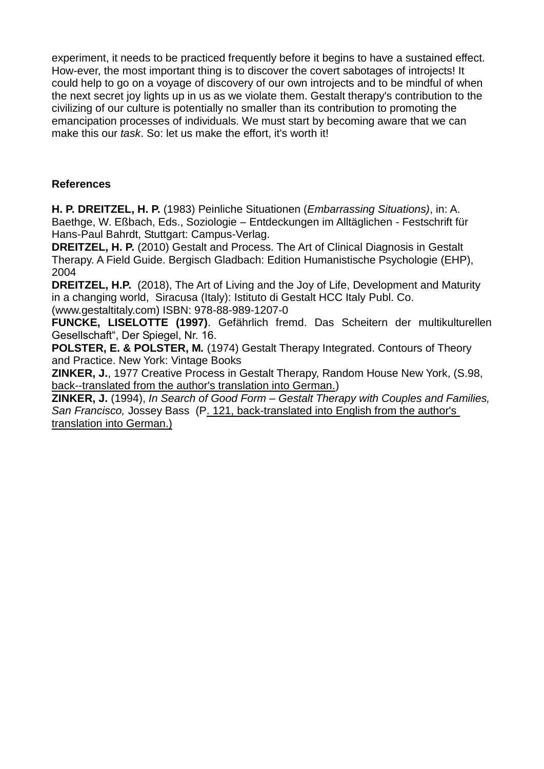experiment, it needs to be practiced frequently before it begins to have a sustained effect. How-ever, the most important thing is to discover the covert sabotages of introjects! It could help to go on a voyage of discovery of our own introjects and to be mindful of when the next secret joy lights up in us as we violate them. Gestalt therapy's contribution to the civilizing of our culture is potentially no smaller than its contribution to promoting the emancipation processes of individuals. We must start by becoming aware that we can make this our *task*. So: let us make the effort, it's worth it!

**References**

**H. P. DREITZEL, H. P.** (1983) Peinliche Situationen (*Embarrassing Situations)*, in: A. Baethge, W. Eßbach, Eds., Soziologie – Entdeckungen im Alltäglichen - Festschrift für Hans-Paul Bahrdt, Stuttgart: Campus-Verlag.

**DREITZEL, H. P.** (2010) Gestalt and Process. The Art of Clinical Diagnosis in Gestalt Therapy. A Field Guide. Bergisch Gladbach: Edition Humanistische Psychologie (EHP), 2004

**DREITZEL, H.P.** (2018), The Art of Living and the Joy of Life, Development and Maturity in a changing world, Siracusa (Italy): Istituto di Gestalt HCC Italy Publ. Co. (www.gestaltitaly.com) ISBN: 978-88-989-1207-0

**FUNCKE, LISELOTTE (1997)**. Gefährlich fremd. Das Scheitern der multikulturellen Gesellschaft", Der Spiegel, Nr. 16.

**POLSTER, E. & POLSTER, M.** (1974) Gestalt Therapy Integrated. Contours of Theory and Practice. New York: Vintage Books

**ZINKER, J.**, 1977 Creative Process in Gestalt Therapy, Random House New York, (S.98, back--translated from the author's translation into German.)

**ZINKER, J.** (1994), *In Search of Good Form – Gestalt Therapy with Couples and Families, San Francisco,* Jossey Bass (P. 121, back-translated into English from the author's translation into German.)